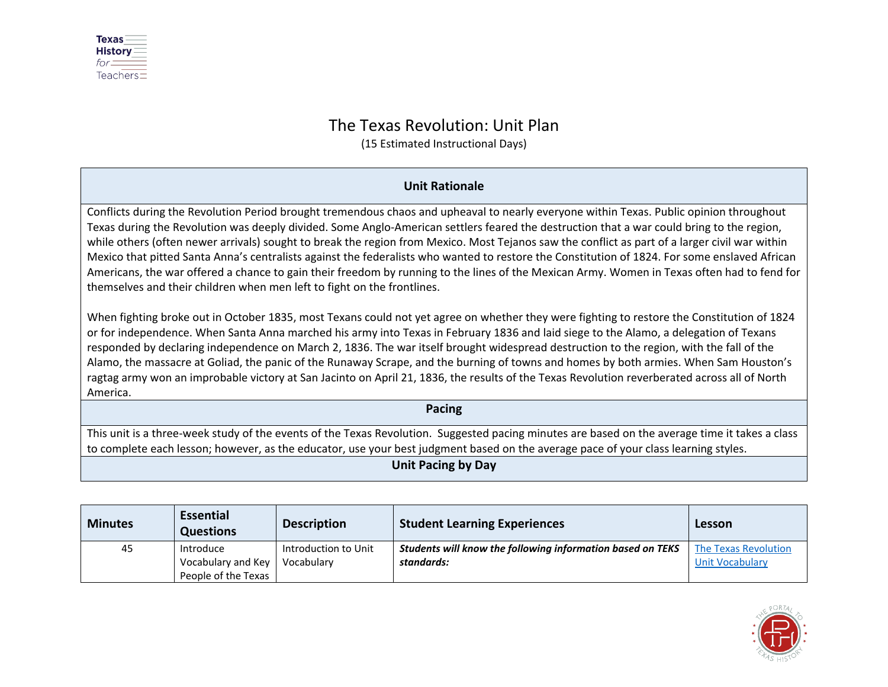# The Texas Revolution: Unit Plan

(15 Estimated Instructional Days)

| Unit Rationale |
|---|
| Conflicts during the Revolution Period brought tremendous chaos and upheaval to nearly everyone within Texas. Public opinion throughout Texas during the Revolution was deeply divided. Some Anglo-American settlers feared the destruction that a war could bring to the region, while others (often newer arrivals) sought to break the region from Mexico. Most Tejanos saw the conflict as part of a larger civil war within Mexico that pitted Santa Anna's centralists against the federalists who wanted to restore the Constitution of 1824. For some enslaved African Americans, the war offered a chance to gain their freedom by running to the lines of the Mexican Army. Women in Texas often had to fend for themselves and their children when men left to fight on the frontlines.<br><br>When fighting broke out in October 1835, most Texans could not yet agree on whether they were fighting to restore the Constitution of 1824 or for independence. When Santa Anna marched his army into Texas in February 1836 and laid siege to the Alamo, a delegation of Texans responded by declaring independence on March 2, 1836. The war itself brought widespread destruction to the region, with the fall of the Alamo, the massacre at Goliad, the panic of the Runaway Scrape, and the burning of towns and homes by both armies. When Sam Houston's ragtag army won an improbable victory at San Jacinto on April 21, 1836, the results of the Texas Revolution reverberated across all of North America. |
| **Pacing** |
| This unit is a three-week study of the events of the Texas Revolution. Suggested pacing minutes are based on the average time it takes a class to complete each lesson; however, as the educator, use your best judgment based on the average pace of your class learning styles. |
| **Unit Pacing by Day** |

| Minutes | Essential Questions | Description | Student Learning Experiences | Lesson |
|---|---|---|---|---|
| 45 | Introduce Vocabulary and Key People of the Texas | Introduction to Unit Vocabulary | ***Students will know the following information based on TEKS standards:*** | [The Texas Revolution Unit Vocabulary] |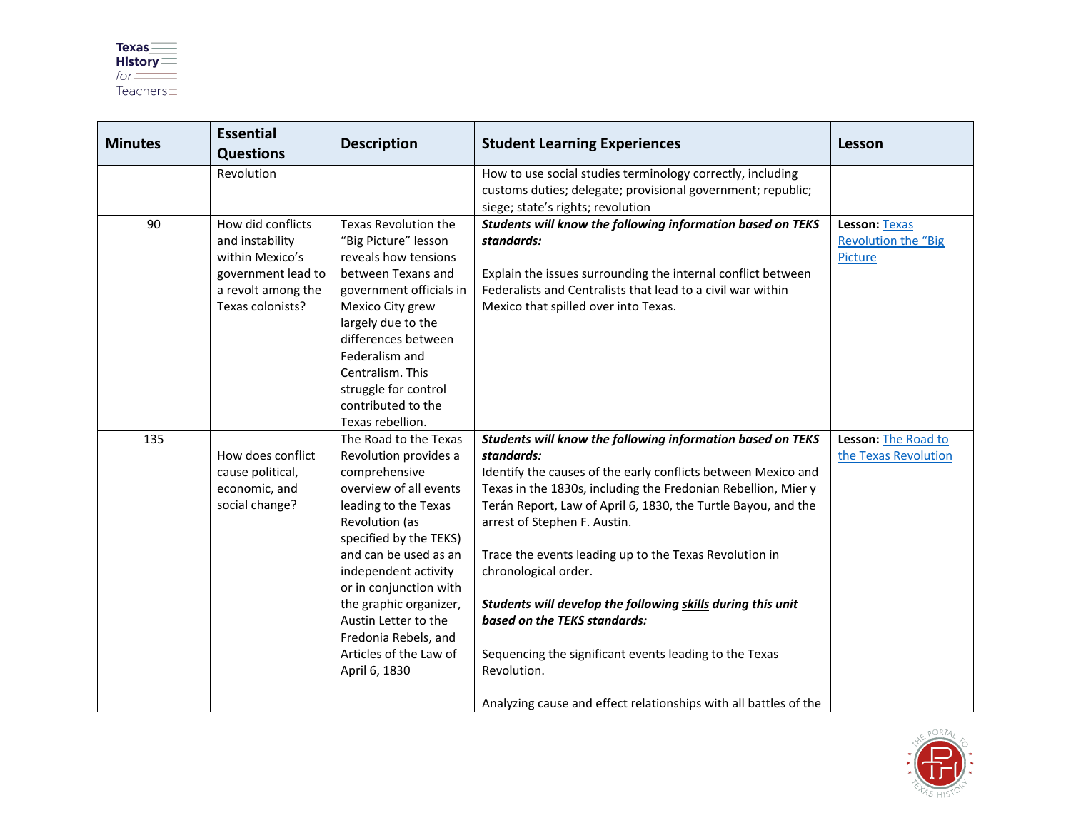| Minutes | Essential Questions | Description | Student Learning Experiences | Lesson |
|---|---|---|---|---|
| | Revolution | | How to use social studies terminology correctly, including customs duties; delegate; provisional government; republic; siege; state's rights; revolution | |
| 90 | How did conflicts and instability within Mexico's government lead to a revolt among the Texas colonists? | Texas Revolution the "Big Picture" lesson reveals how tensions between Texans and government officials in Mexico City grew largely due to the differences between Federalism and Centralism. This struggle for control contributed to the Texas rebellion. | ***Students will know the following information based on TEKS standards:***<br><br>Explain the issues surrounding the internal conflict between Federalists and Centralists that lead to a civil war within Mexico that spilled over into Texas. | **Lesson:** Texas Revolution the "Big Picture |
| 135 | How does conflict cause political, economic, and social change? | The Road to the Texas Revolution provides a comprehensive overview of all events leading to the Texas Revolution (as specified by the TEKS) and can be used as an independent activity or in conjunction with the graphic organizer, Austin Letter to the Fredonia Rebels, and Articles of the Law of April 6, 1830 | ***Students will know the following information based on TEKS standards:***<br>Identify the causes of the early conflicts between Mexico and Texas in the 1830s, including the Fredonian Rebellion, Mier y Terán Report, Law of April 6, 1830, the Turtle Bayou, and the arrest of Stephen F. Austin.<br><br>Trace the events leading up to the Texas Revolution in chronological order.<br><br>***Students will develop the following skills during this unit based on the TEKS standards:***<br><br>Sequencing the significant events leading to the Texas Revolution.<br><br>Analyzing cause and effect relationships with all battles of the | **Lesson:** The Road to the Texas Revolution |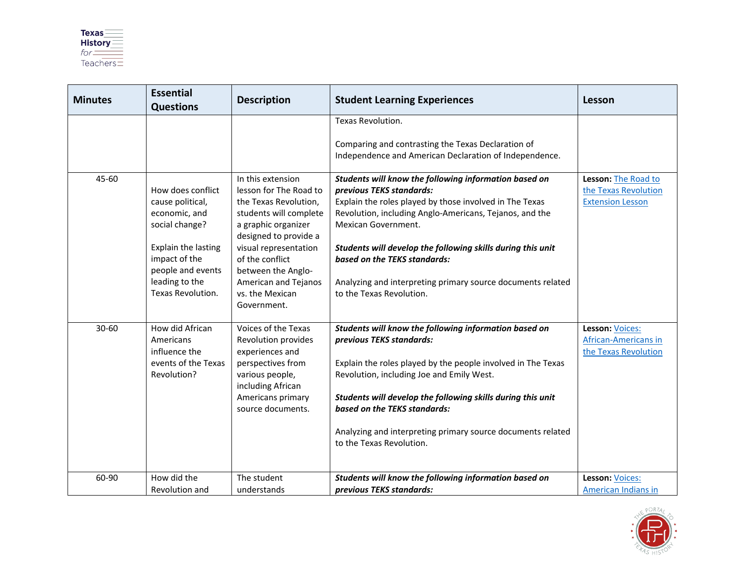| Minutes | Essential Questions | Description | Student Learning Experiences | Lesson |
|---|---|---|---|---|
| | | | Texas Revolution.<br><br>Comparing and contrasting the Texas Declaration of Independence and American Declaration of Independence. | |
| 45-60 | How does conflict cause political, economic, and social change?<br><br>Explain the lasting impact of the people and events leading to the Texas Revolution. | In this extension lesson for The Road to the Texas Revolution, students will complete a graphic organizer designed to provide a visual representation of the conflict between the Anglo-American and Tejanos vs. the Mexican Government. | ***Students will know the following information based on previous TEKS standards:***<br>Explain the roles played by those involved in The Texas Revolution, including Anglo-Americans, Tejanos, and the Mexican Government.<br><br>***Students will develop the following skills during this unit based on the TEKS standards:***<br><br>Analyzing and interpreting primary source documents related to the Texas Revolution. | **Lesson:** The Road to the Texas Revolution Extension Lesson |
| 30-60 | How did African Americans influence the events of the Texas Revolution? | Voices of the Texas Revolution provides experiences and perspectives from various people, including African Americans primary source documents. | ***Students will know the following information based on previous TEKS standards:***<br><br>Explain the roles played by the people involved in The Texas Revolution, including Joe and Emily West.<br><br>***Students will develop the following skills during this unit based on the TEKS standards:***<br><br>Analyzing and interpreting primary source documents related to the Texas Revolution. | **Lesson:** Voices: African-Americans in the Texas Revolution |
| 60-90 | How did the Revolution and | The student understands | ***Students will know the following information based on previous TEKS standards:*** | **Lesson:** Voices: American Indians in |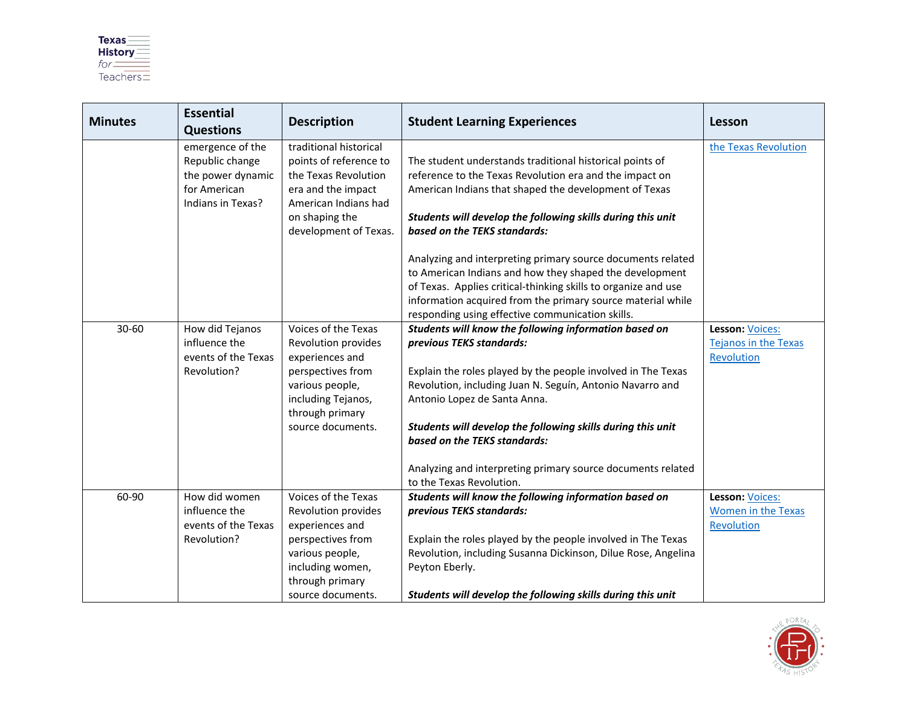| Minutes | Essential Questions | Description | Student Learning Experiences | Lesson |
|---|---|---|---|---|
| | emergence of the Republic change the power dynamic for American Indians in Texas? | traditional historical points of reference to the Texas Revolution era and the impact American Indians had on shaping the development of Texas. | The student understands traditional historical points of reference to the Texas Revolution era and the impact on American Indians that shaped the development of Texas<br><br>***Students will develop the following skills during this unit based on the TEKS standards:***<br><br>Analyzing and interpreting primary source documents related to American Indians and how they shaped the development of Texas. Applies critical-thinking skills to organize and use information acquired from the primary source material while responding using effective communication skills. | the Texas Revolution |
| 30-60 | How did Tejanos influence the events of the Texas Revolution? | Voices of the Texas Revolution provides experiences and perspectives from various people, including Tejanos, through primary source documents. | ***Students will know the following information based on previous TEKS standards:***<br><br>Explain the roles played by the people involved in The Texas Revolution, including Juan N. Seguín, Antonio Navarro and Antonio Lopez de Santa Anna.<br><br>***Students will develop the following skills during this unit based on the TEKS standards:***<br><br>Analyzing and interpreting primary source documents related to the Texas Revolution. | **Lesson:** Voices: Tejanos in the Texas Revolution |
| 60-90 | How did women influence the events of the Texas Revolution? | Voices of the Texas Revolution provides experiences and perspectives from various people, including women, through primary source documents. | ***Students will know the following information based on previous TEKS standards:***<br><br>Explain the roles played by the people involved in The Texas Revolution, including Susanna Dickinson, Dilue Rose, Angelina Peyton Eberly.<br><br>***Students will develop the following skills during this unit*** | **Lesson:** Voices: Women in the Texas Revolution |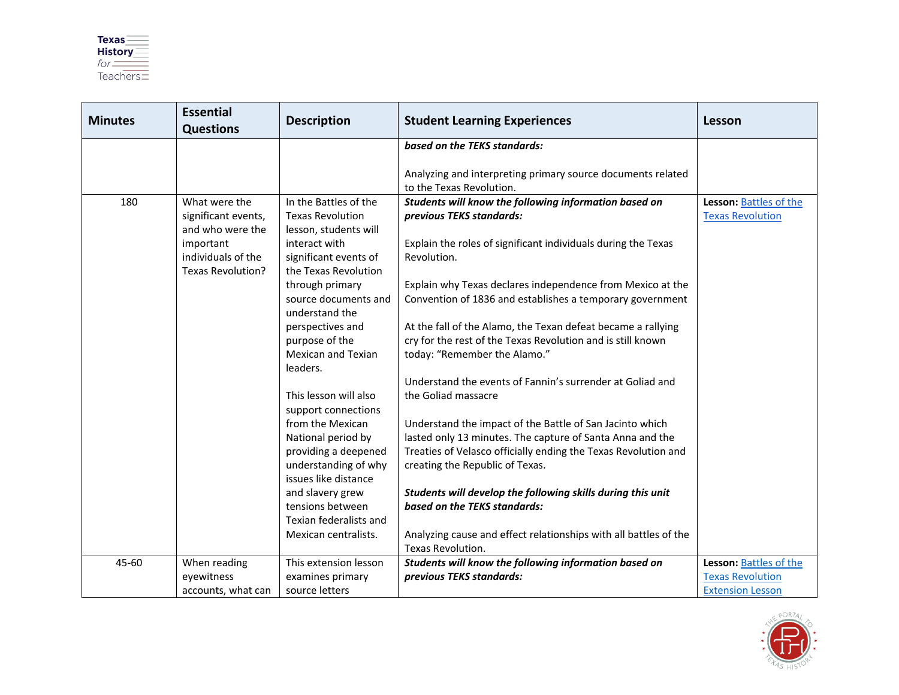| Minutes | Essential Questions | Description | Student Learning Experiences | Lesson |
|---|---|---|---|---|
| | | | ***based on the TEKS standards:***<br><br>Analyzing and interpreting primary source documents related to the Texas Revolution. | |
| 180 | What were the significant events, and who were the important individuals of the Texas Revolution? | In the Battles of the Texas Revolution lesson, students will interact with significant events of the Texas Revolution through primary source documents and understand the perspectives and purpose of the Mexican and Texian leaders.<br><br>This lesson will also support connections from the Mexican National period by providing a deepened understanding of why issues like distance and slavery grew tensions between Texian federalists and Mexican centralists. | ***Students will know the following information based on previous TEKS standards:***<br><br>Explain the roles of significant individuals during the Texas Revolution.<br><br>Explain why Texas declares independence from Mexico at the Convention of 1836 and establishes a temporary government<br><br>At the fall of the Alamo, the Texan defeat became a rallying cry for the rest of the Texas Revolution and is still known today: "Remember the Alamo."<br><br>Understand the events of Fannin's surrender at Goliad and the Goliad massacre<br><br>Understand the impact of the Battle of San Jacinto which lasted only 13 minutes. The capture of Santa Anna and the Treaties of Velasco officially ending the Texas Revolution and creating the Republic of Texas.<br><br>***Students will develop the following skills during this unit based on the TEKS standards:***<br><br>Analyzing cause and effect relationships with all battles of the Texas Revolution. | **Lesson:** [Battles of the Texas Revolution]() |
| 45-60 | When reading eyewitness accounts, what can | This extension lesson examines primary source letters | ***Students will know the following information based on previous TEKS standards:*** | **Lesson:** [Battles of the Texas Revolution Extension Lesson]() |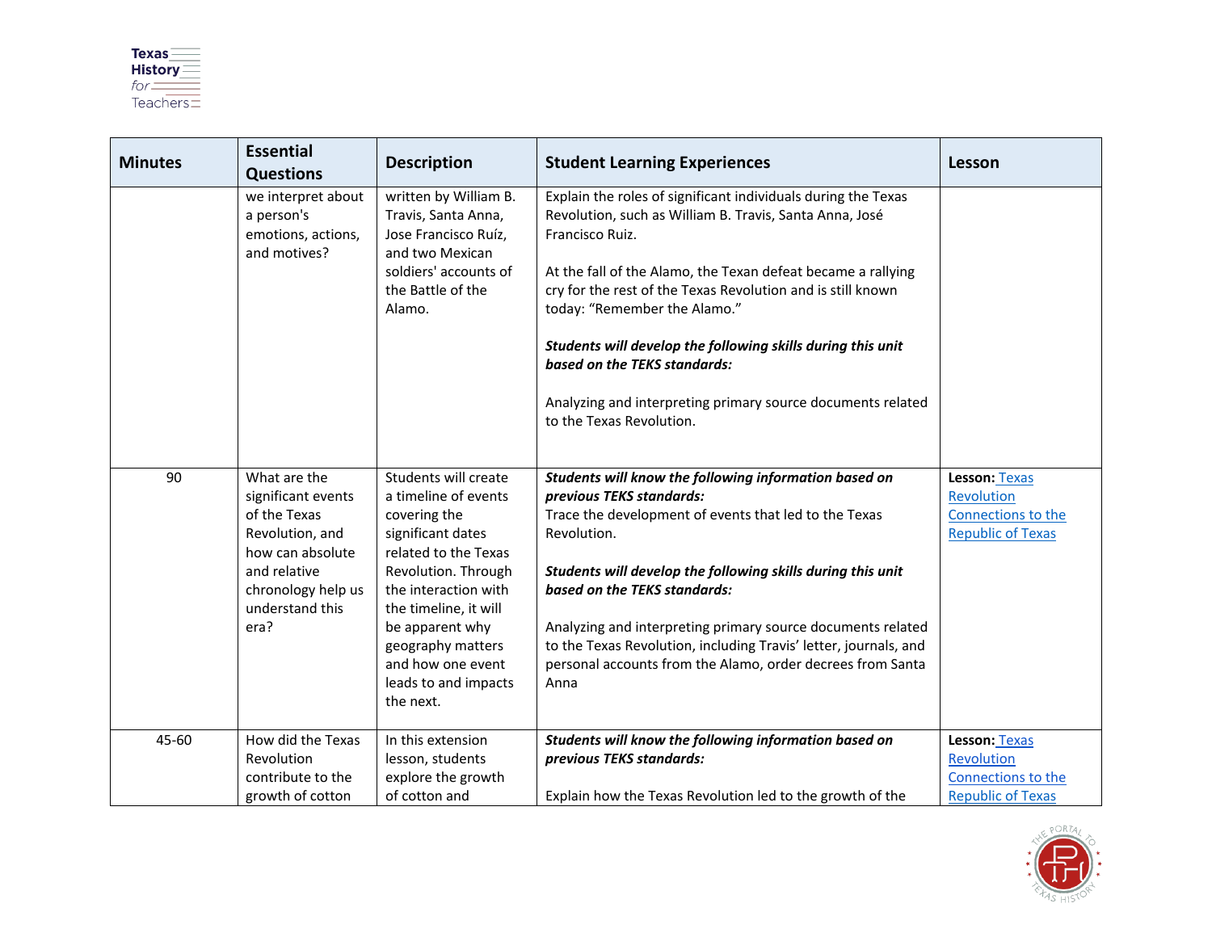| Minutes | Essential Questions | Description | Student Learning Experiences | Lesson |
| --- | --- | --- | --- | --- |
| | we interpret about a person's emotions, actions, and motives? | written by William B. Travis, Santa Anna, Jose Francisco Ruíz, and two Mexican soldiers' accounts of the Battle of the Alamo. | Explain the roles of significant individuals during the Texas Revolution, such as William B. Travis, Santa Anna, José Francisco Ruiz.<br><br>At the fall of the Alamo, the Texan defeat became a rallying cry for the rest of the Texas Revolution and is still known today: "Remember the Alamo."<br><br>***Students will develop the following skills during this unit based on the TEKS standards:***<br><br>Analyzing and interpreting primary source documents related to the Texas Revolution. | |
| 90 | What are the significant events of the Texas Revolution, and how can absolute and relative chronology help us understand this era? | Students will create a timeline of events covering the significant dates related to the Texas Revolution. Through the interaction with the timeline, it will be apparent why geography matters and how one event leads to and impacts the next. | ***Students will know the following information based on previous TEKS standards:***<br>Trace the development of events that led to the Texas Revolution.<br><br>***Students will develop the following skills during this unit based on the TEKS standards:***<br><br>Analyzing and interpreting primary source documents related to the Texas Revolution, including Travis' letter, journals, and personal accounts from the Alamo, order decrees from Santa Anna | **Lesson:** Texas Revolution Connections to the Republic of Texas |
| 45-60 | How did the Texas Revolution contribute to the growth of cotton | In this extension lesson, students explore the growth of cotton and | ***Students will know the following information based on previous TEKS standards:***<br><br>Explain how the Texas Revolution led to the growth of the | **Lesson:** Texas Revolution Connections to the Republic of Texas |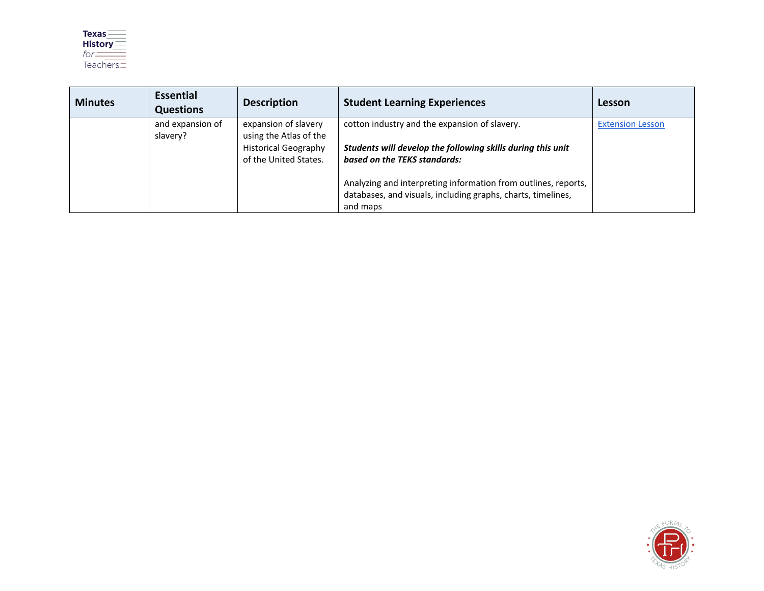| Minutes | Essential Questions | Description | Student Learning Experiences | Lesson |
| --- | --- | --- | --- | --- |
| | and expansion of slavery? | expansion of slavery using the Atlas of the Historical Geography of the United States. | cotton industry and the expansion of slavery.<br><br>***Students will develop the following skills during this unit based on the TEKS standards:***<br><br>Analyzing and interpreting information from outlines, reports, databases, and visuals, including graphs, charts, timelines, and maps | Extension Lesson |